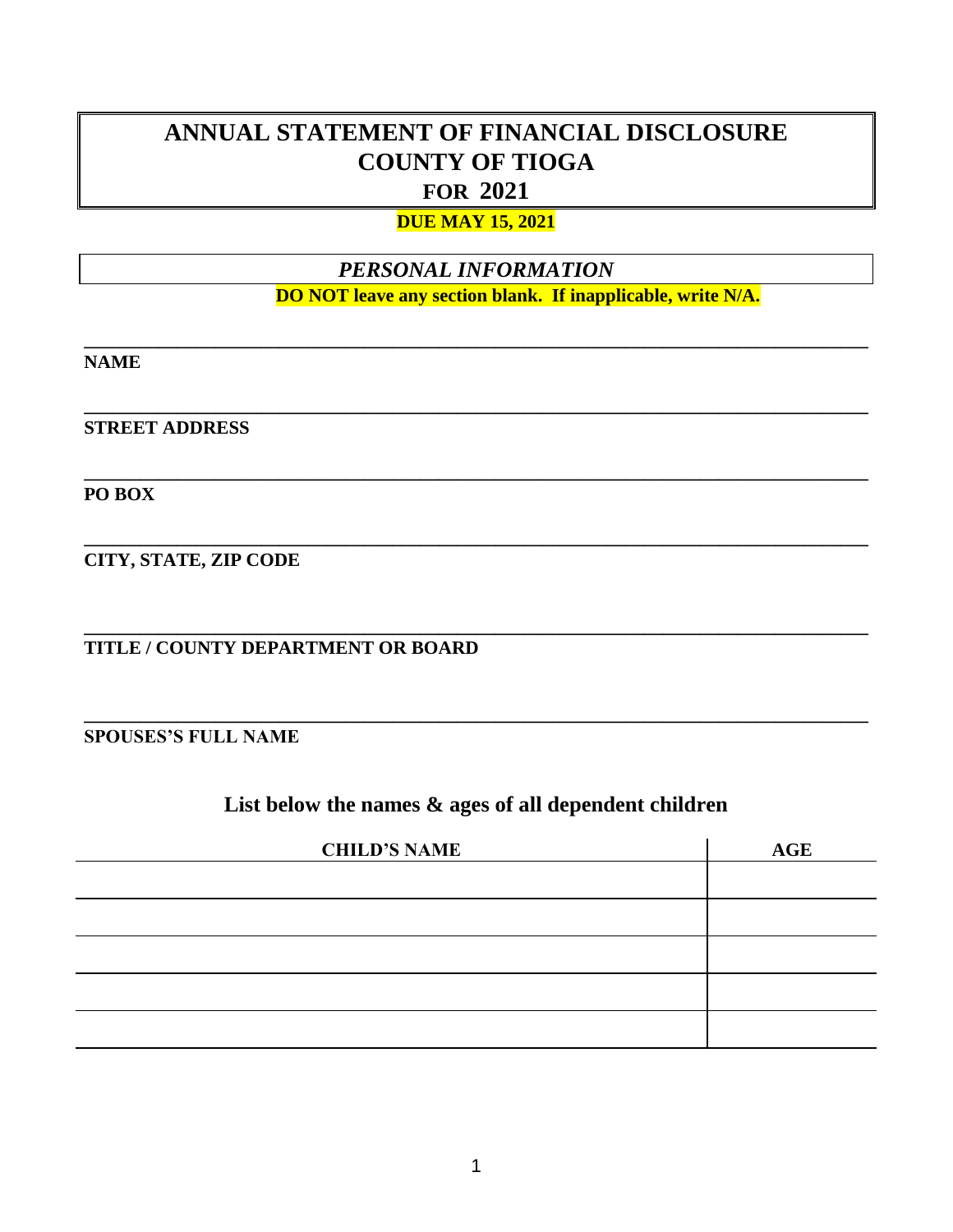# ANNUAL STATEMENT OF FINANCIAL DISCLOSURE
# COUNTY OF TIOGA
# FOR 2021

**DUE MAY 15, 2021**

## *PERSONAL INFORMATION*

**DO NOT leave any section blank. If inapplicable, write N/A.**

______________________________________________________________________________

**NAME**

______________________________________________________________________________

**STREET ADDRESS**

______________________________________________________________________________

**PO BOX**

______________________________________________________________________________

**CITY, STATE, ZIP CODE**

______________________________________________________________________________

**TITLE / COUNTY DEPARTMENT OR BOARD**

______________________________________________________________________________

**SPOUSES'S FULL NAME**

## List below the names & ages of all dependent children

| CHILD'S NAME | AGE |
|---|---|
| | |
| | |
| | |
| | |
| | |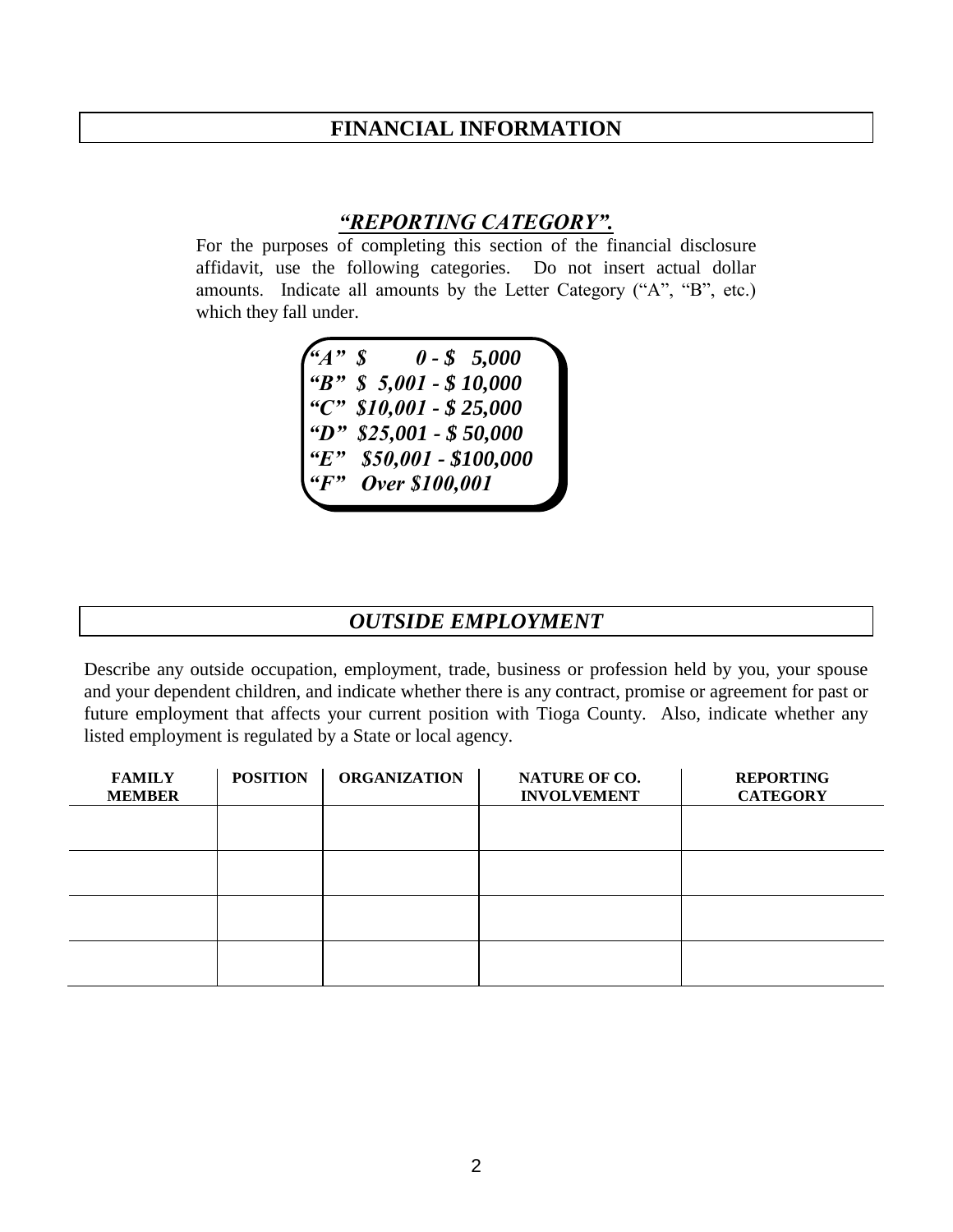## FINANCIAL INFORMATION

### ***"REPORTING CATEGORY".***

For the purposes of completing this section of the financial disclosure affidavit, use the following categories. Do not insert actual dollar amounts. Indicate all amounts by the Letter Category ("A", "B", etc.) which they fall under.

***"A" $ 0 - $ 5,000***
***"B" $ 5,001 - $ 10,000***
***"C" $10,001 - $ 25,000***
***"D" $25,001 - $ 50,000***
***"E" $50,001 - $100,000***
***"F" Over $100,001***

## *OUTSIDE EMPLOYMENT*

Describe any outside occupation, employment, trade, business or profession held by you, your spouse and your dependent children, and indicate whether there is any contract, promise or agreement for past or future employment that affects your current position with Tioga County. Also, indicate whether any listed employment is regulated by a State or local agency.

| FAMILY MEMBER | POSITION | ORGANIZATION | NATURE OF CO. INVOLVEMENT | REPORTING CATEGORY |
|---|---|---|---|---|
| | | | | |
| | | | | |
| | | | | |
| | | | | |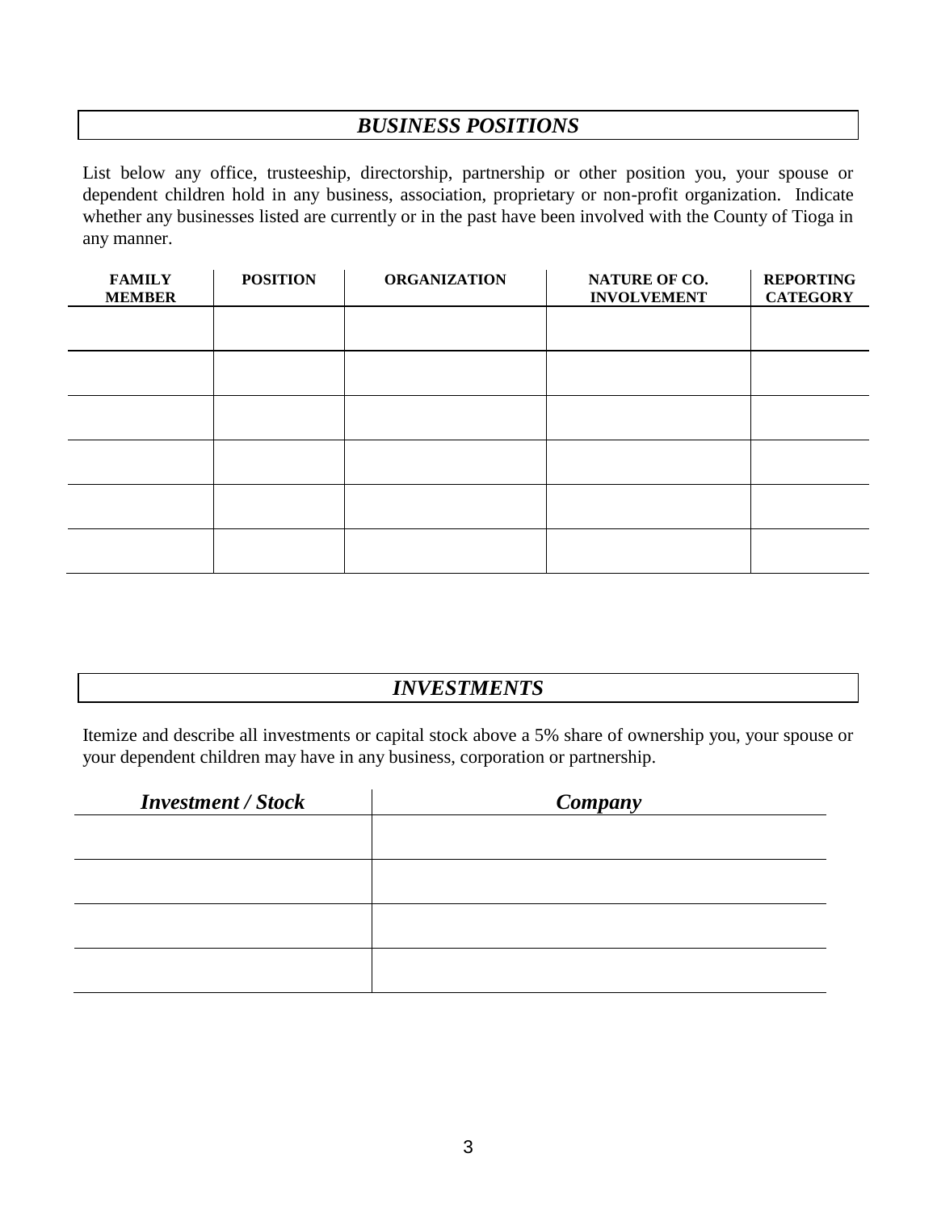## *BUSINESS POSITIONS*

List below any office, trusteeship, directorship, partnership or other position you, your spouse or dependent children hold in any business, association, proprietary or non-profit organization. Indicate whether any businesses listed are currently or in the past have been involved with the County of Tioga in any manner.

| FAMILY MEMBER | POSITION | ORGANIZATION | NATURE OF CO. INVOLVEMENT | REPORTING CATEGORY |
|---|---|---|---|---|
| | | | | |
| | | | | |
| | | | | |
| | | | | |
| | | | | |
| | | | | |

## *INVESTMENTS*

Itemize and describe all investments or capital stock above a 5% share of ownership you, your spouse or your dependent children may have in any business, corporation or partnership.

| ***Investment / Stock*** | ***Company*** |
|---|---|
| | |
| | |
| | |
| | |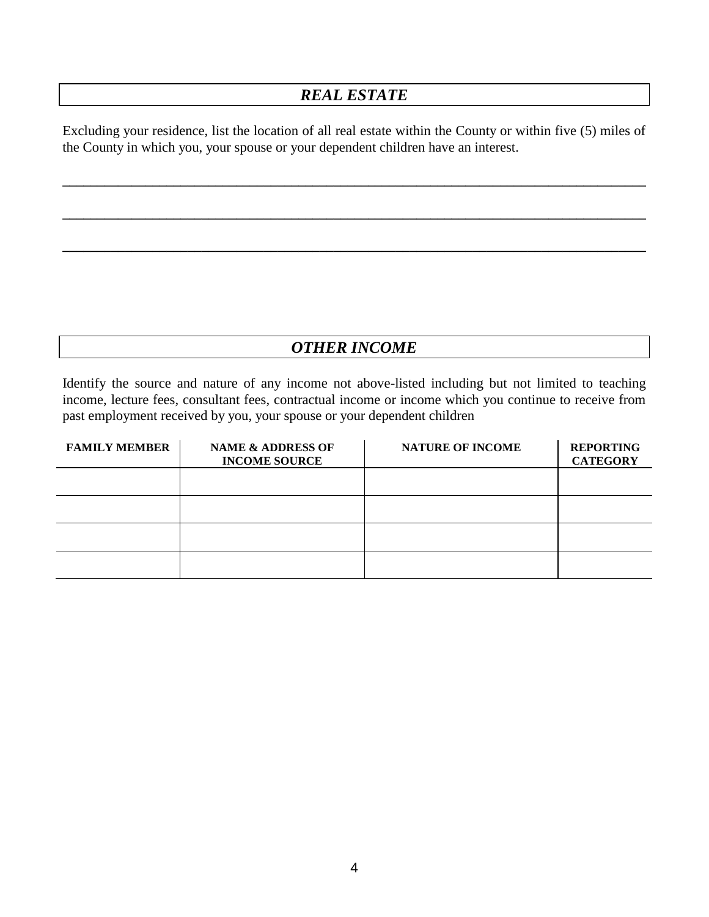## *REAL ESTATE*

Excluding your residence, list the location of all real estate within the County or within five (5) miles of the County in which you, your spouse or your dependent children have an interest.

______________________________________________________________________________

______________________________________________________________________________

______________________________________________________________________________

## *OTHER INCOME*

Identify the source and nature of any income not above-listed including but not limited to teaching income, lecture fees, consultant fees, contractual income or income which you continue to receive from past employment received by you, your spouse or your dependent children

| FAMILY MEMBER | NAME & ADDRESS OF INCOME SOURCE | NATURE OF INCOME | REPORTING CATEGORY |
|---|---|---|---|
| | | | |
| | | | |
| | | | |
| | | | |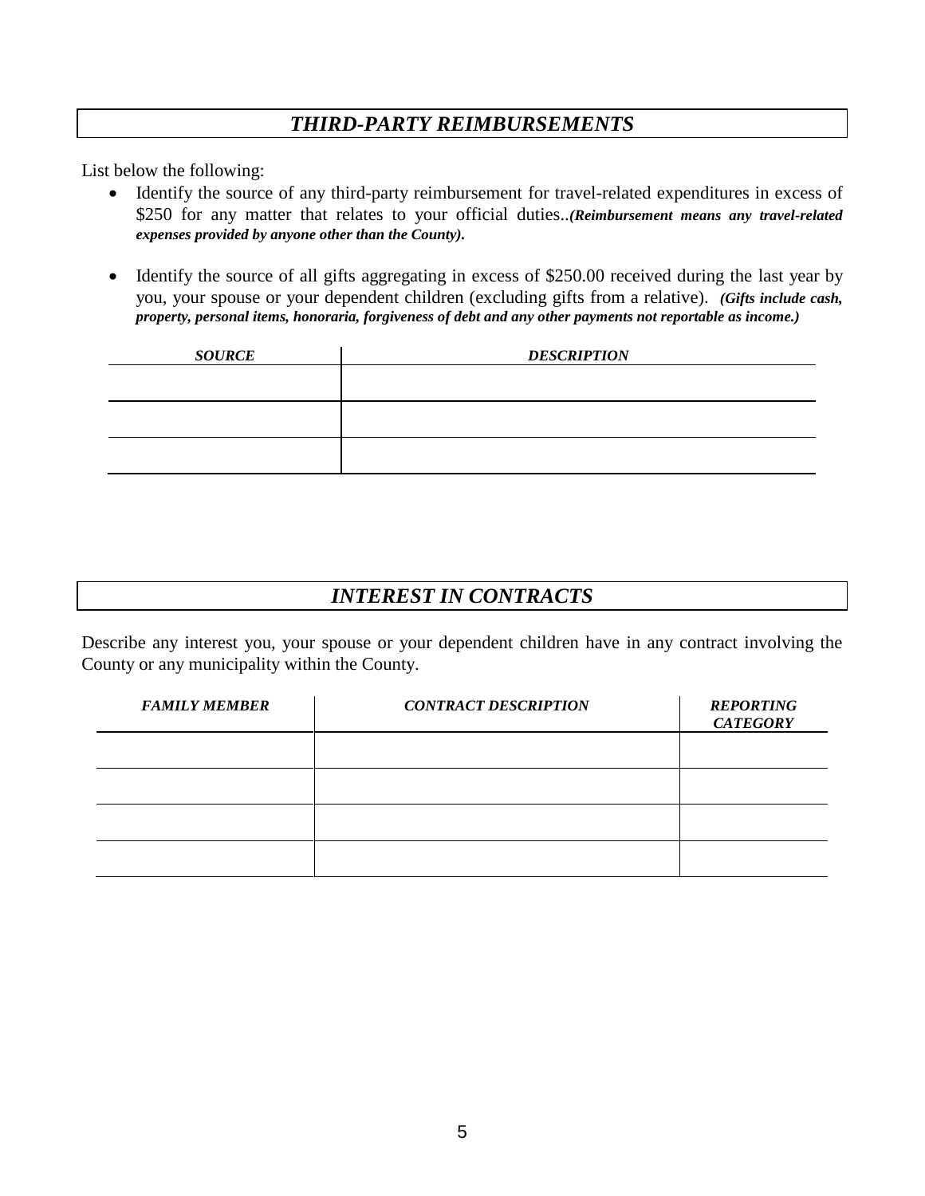## *THIRD-PARTY REIMBURSEMENTS*

List below the following:

- Identify the source of any third-party reimbursement for travel-related expenditures in excess of $250 for any matter that relates to your official duties..***(Reimbursement means any travel-related expenses provided by anyone other than the County).***

- Identify the source of all gifts aggregating in excess of $250.00 received during the last year by you, your spouse or your dependent children (excluding gifts from a relative). ***(Gifts include cash, property, personal items, honoraria, forgiveness of debt and any other payments not reportable as income.)***

| ***SOURCE*** | ***DESCRIPTION*** |
|---|---|
| | |
| | |
| | |

## *INTEREST IN CONTRACTS*

Describe any interest you, your spouse or your dependent children have in any contract involving the County or any municipality within the County.

| ***FAMILY MEMBER*** | ***CONTRACT DESCRIPTION*** | ***REPORTING CATEGORY*** |
|---|---|---|
| | | |
| | | |
| | | |
| | | |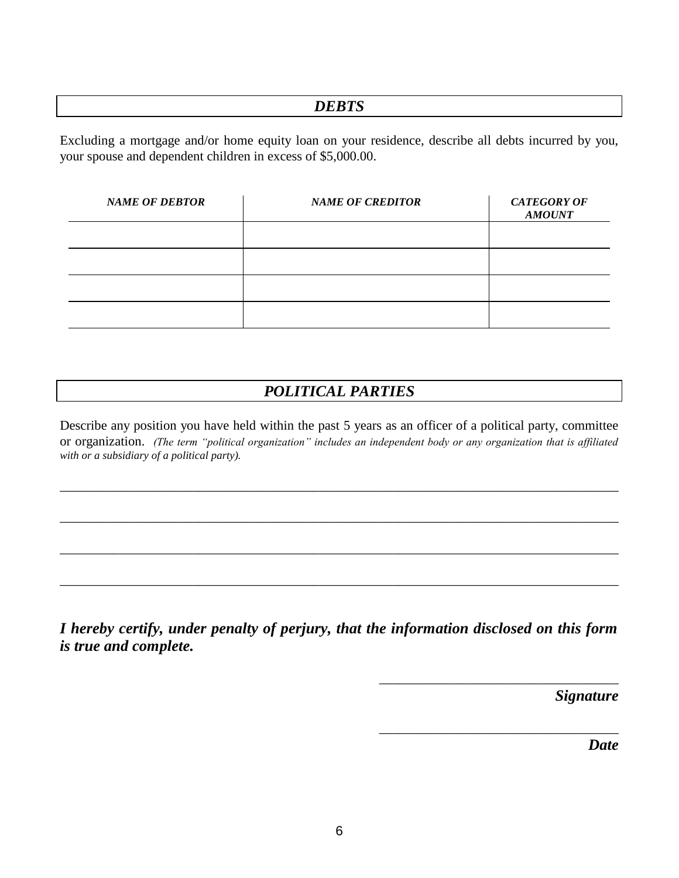## *DEBTS*

Excluding a mortgage and/or home equity loan on your residence, describe all debts incurred by you, your spouse and dependent children in excess of $5,000.00.

| *NAME OF DEBTOR* | *NAME OF CREDITOR* | *CATEGORY OF AMOUNT* |
|---|---|---|
| | | |
| | | |
| | | |
| | | |

## *POLITICAL PARTIES*

Describe any position you have held within the past 5 years as an officer of a political party, committee or organization. *(The term "political organization" includes an independent body or any organization that is affiliated with or a subsidiary of a political party).*

______________________________________________________________________________

______________________________________________________________________________

______________________________________________________________________________

______________________________________________________________________________

***I hereby certify, under penalty of perjury, that the information disclosed on this form is true and complete.***

___________________________________

***Signature***

___________________________________

***Date***